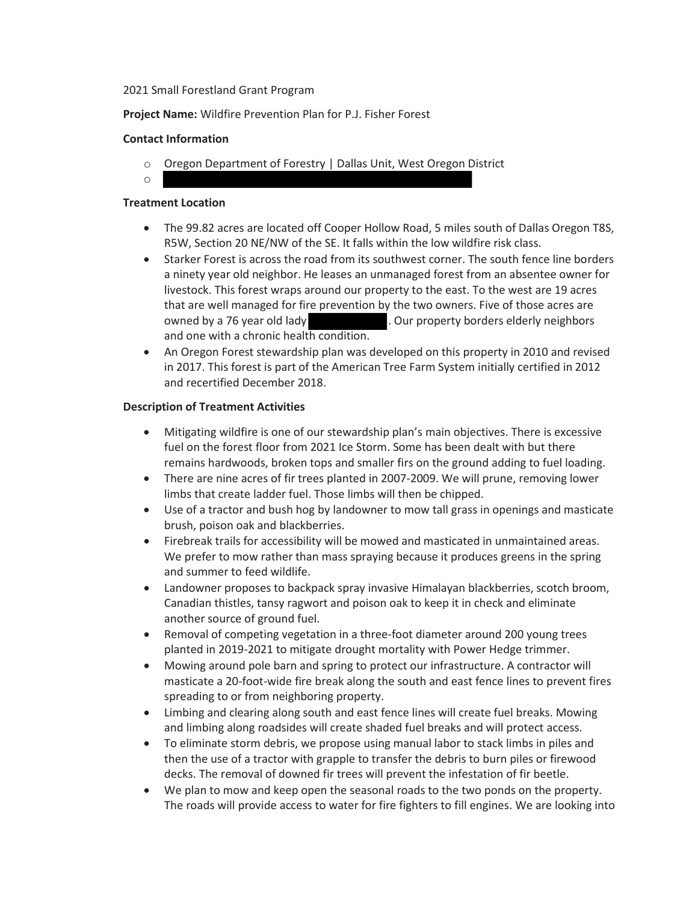2021 Small Forestland Grant Program

**Project Name:** Wildfire Prevention Plan for P.J. Fisher Forest

**Contact Information**

- Oregon Department of Forestry | Dallas Unit, West Oregon District
- 

**Treatment Location**

- The 99.82 acres are located off Cooper Hollow Road, 5 miles south of Dallas Oregon T8S, R5W, Section 20 NE/NW of the SE. It falls within the low wildfire risk class.
- Starker Forest is across the road from its southwest corner. The south fence line borders a ninety year old neighbor. He leases an unmanaged forest from an absentee owner for livestock. This forest wraps around our property to the east. To the west are 19 acres that are well managed for fire prevention by the two owners. Five of those acres are owned by a 76 year old lady . Our property borders elderly neighbors and one with a chronic health condition.
- An Oregon Forest stewardship plan was developed on this property in 2010 and revised in 2017. This forest is part of the American Tree Farm System initially certified in 2012 and recertified December 2018.

**Description of Treatment Activities**

- Mitigating wildfire is one of our stewardship plan's main objectives. There is excessive fuel on the forest floor from 2021 Ice Storm. Some has been dealt with but there remains hardwoods, broken tops and smaller firs on the ground adding to fuel loading.
- There are nine acres of fir trees planted in 2007-2009. We will prune, removing lower limbs that create ladder fuel. Those limbs will then be chipped.
- Use of a tractor and bush hog by landowner to mow tall grass in openings and masticate brush, poison oak and blackberries.
- Firebreak trails for accessibility will be mowed and masticated in unmaintained areas. We prefer to mow rather than mass spraying because it produces greens in the spring and summer to feed wildlife.
- Landowner proposes to backpack spray invasive Himalayan blackberries, scotch broom, Canadian thistles, tansy ragwort and poison oak to keep it in check and eliminate another source of ground fuel.
- Removal of competing vegetation in a three-foot diameter around 200 young trees planted in 2019-2021 to mitigate drought mortality with Power Hedge trimmer.
- Mowing around pole barn and spring to protect our infrastructure. A contractor will masticate a 20-foot-wide fire break along the south and east fence lines to prevent fires spreading to or from neighboring property.
- Limbing and clearing along south and east fence lines will create fuel breaks. Mowing and limbing along roadsides will create shaded fuel breaks and will protect access.
- To eliminate storm debris, we propose using manual labor to stack limbs in piles and then the use of a tractor with grapple to transfer the debris to burn piles or firewood decks. The removal of downed fir trees will prevent the infestation of fir beetle.
- We plan to mow and keep open the seasonal roads to the two ponds on the property. The roads will provide access to water for fire fighters to fill engines. We are looking into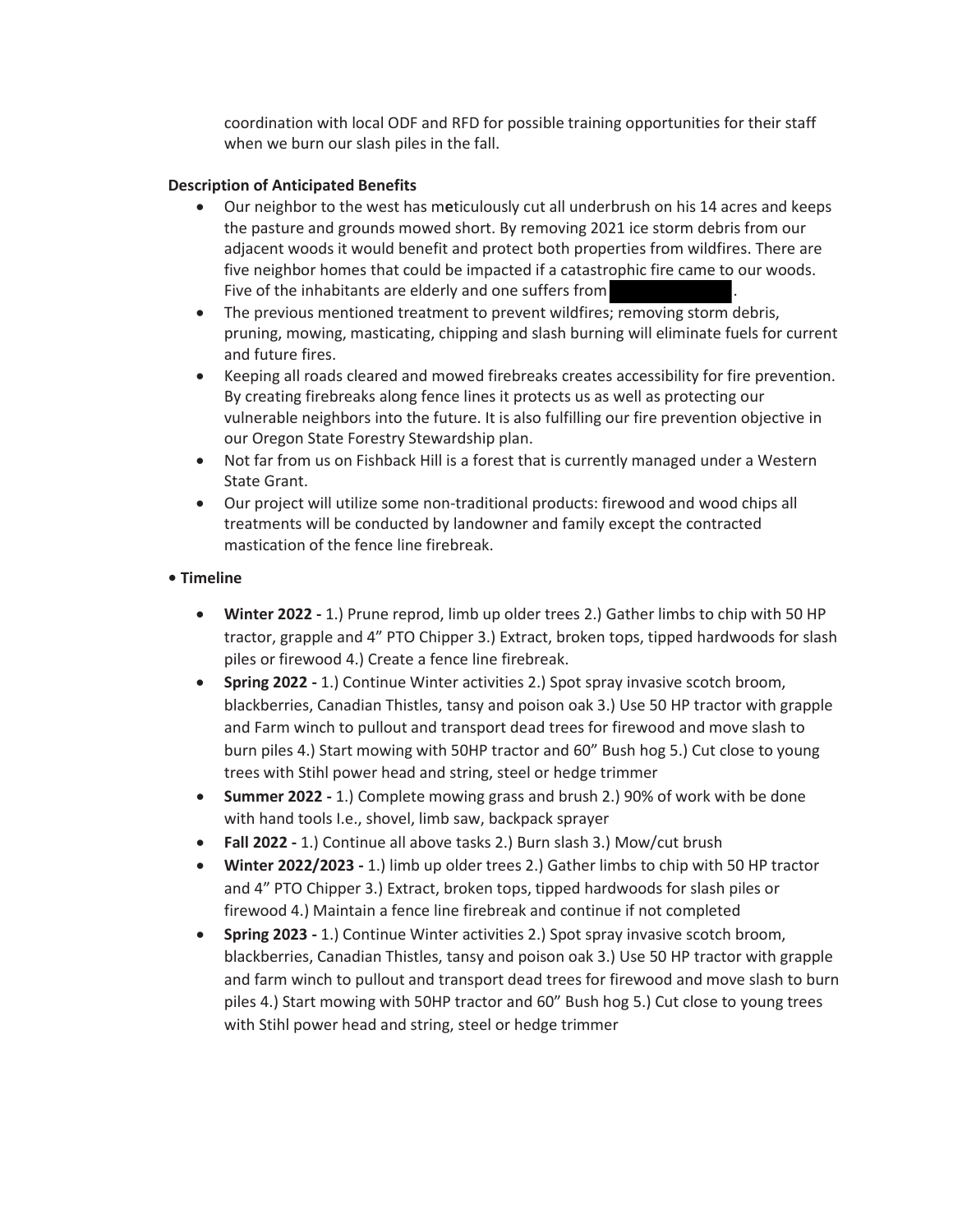coordination with local ODF and RFD for possible training opportunities for their staff when we burn our slash piles in the fall.

**Description of Anticipated Benefits**

- Our neighbor to the west has meticulously cut all underbrush on his 14 acres and keeps the pasture and grounds mowed short. By removing 2021 ice storm debris from our adjacent woods it would benefit and protect both properties from wildfires. There are five neighbor homes that could be impacted if a catastrophic fire came to our woods. Five of the inhabitants are elderly and one suffers from [REDACTED].
- The previous mentioned treatment to prevent wildfires; removing storm debris, pruning, mowing, masticating, chipping and slash burning will eliminate fuels for current and future fires.
- Keeping all roads cleared and mowed firebreaks creates accessibility for fire prevention. By creating firebreaks along fence lines it protects us as well as protecting our vulnerable neighbors into the future. It is also fulfilling our fire prevention objective in our Oregon State Forestry Stewardship plan.
- Not far from us on Fishback Hill is a forest that is currently managed under a Western State Grant.
- Our project will utilize some non-traditional products: firewood and wood chips all treatments will be conducted by landowner and family except the contracted mastication of the fence line firebreak.

**• Timeline**

- **Winter 2022 -** 1.) Prune reprod, limb up older trees 2.) Gather limbs to chip with 50 HP tractor, grapple and 4" PTO Chipper 3.) Extract, broken tops, tipped hardwoods for slash piles or firewood 4.) Create a fence line firebreak.
- **Spring 2022 -** 1.) Continue Winter activities 2.) Spot spray invasive scotch broom, blackberries, Canadian Thistles, tansy and poison oak 3.) Use 50 HP tractor with grapple and Farm winch to pullout and transport dead trees for firewood and move slash to burn piles 4.) Start mowing with 50HP tractor and 60" Bush hog 5.) Cut close to young trees with Stihl power head and string, steel or hedge trimmer
- **Summer 2022 -** 1.) Complete mowing grass and brush 2.) 90% of work with be done with hand tools I.e., shovel, limb saw, backpack sprayer
- **Fall 2022 -** 1.) Continue all above tasks 2.) Burn slash 3.) Mow/cut brush
- **Winter 2022/2023 -** 1.) limb up older trees 2.) Gather limbs to chip with 50 HP tractor and 4" PTO Chipper 3.) Extract, broken tops, tipped hardwoods for slash piles or firewood 4.) Maintain a fence line firebreak and continue if not completed
- **Spring 2023 -** 1.) Continue Winter activities 2.) Spot spray invasive scotch broom, blackberries, Canadian Thistles, tansy and poison oak 3.) Use 50 HP tractor with grapple and farm winch to pullout and transport dead trees for firewood and move slash to burn piles 4.) Start mowing with 50HP tractor and 60" Bush hog 5.) Cut close to young trees with Stihl power head and string, steel or hedge trimmer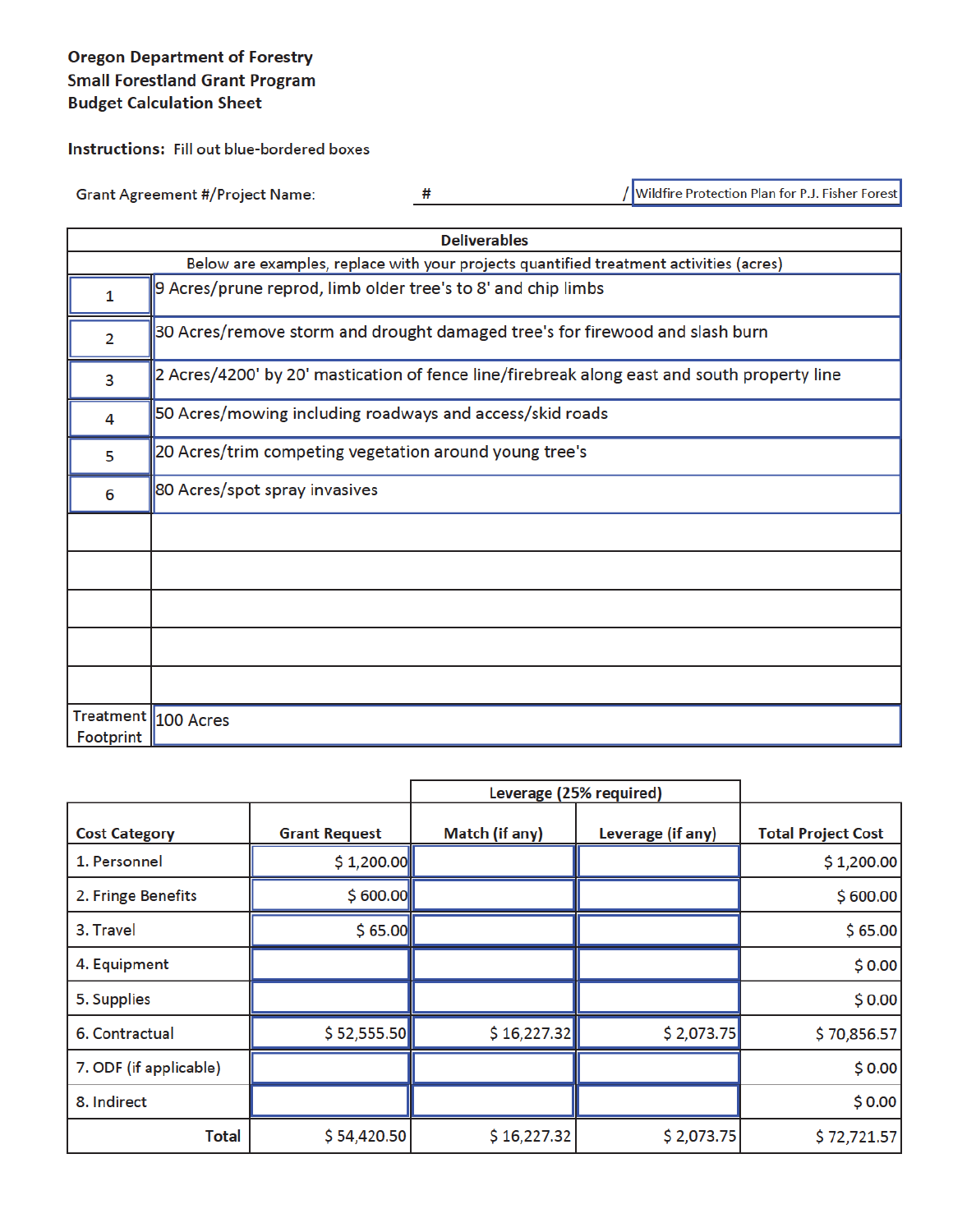**Oregon Department of Forestry**
**Small Forestland Grant Program**
**Budget Calculation Sheet**

**Instructions:** Fill out blue-bordered boxes

Grant Agreement #/Project Name: # / Wildfire Protection Plan for P.J. Fisher Forest

| Deliverables | |
|---|---|
| Below are examples, replace with your projects quantified treatment activities (acres) | |
| 1 | 9 Acres/prune reprod, limb older tree's to 8' and chip limbs |
| 2 | 30 Acres/remove storm and drought damaged tree's for firewood and slash burn |
| 3 | 2 Acres/4200' by 20' mastication of fence line/firebreak along east and south property line |
| 4 | 50 Acres/mowing including roadways and access/skid roads |
| 5 | 20 Acres/trim competing vegetation around young tree's |
| 6 | 80 Acres/spot spray invasives |
| | |
| | |
| | |
| | |
| | |
| Treatment Footprint | 100 Acres |

| Cost Category | Grant Request | Leverage (25% required) | | Total Project Cost |
|---|---|---|---|---|
| | | Match (if any) | Leverage (if any) | |
| 1. Personnel | $ 1,200.00 | | | $ 1,200.00 |
| 2. Fringe Benefits | $ 600.00 | | | $ 600.00 |
| 3. Travel | $ 65.00 | | | $ 65.00 |
| 4. Equipment | | | | $ 0.00 |
| 5. Supplies | | | | $ 0.00 |
| 6. Contractual | $ 52,555.50 | $ 16,227.32 | $ 2,073.75 | $ 70,856.57 |
| 7. ODF (if applicable) | | | | $ 0.00 |
| 8. Indirect | | | | $ 0.00 |
| Total | $ 54,420.50 | $ 16,227.32 | $ 2,073.75 | $ 72,721.57 |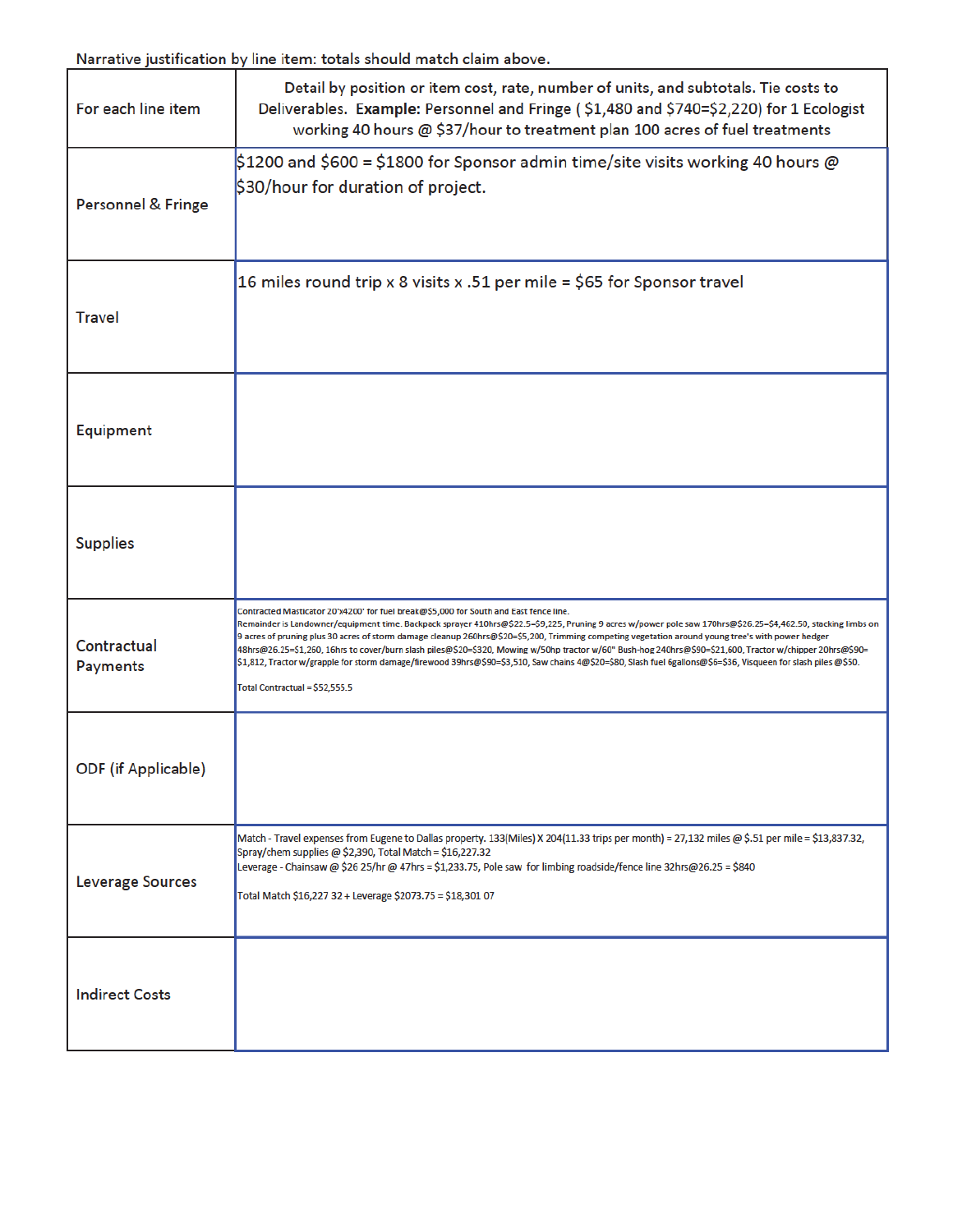Narrative justification by line item: totals should match claim above.

| For each line item | Detail by position or item cost, rate, number of units, and subtotals. Tie costs to Deliverables. **Example:** Personnel and Fringe ( $1,480 and $740=$2,220) for 1 Ecologist working 40 hours @ $37/hour to treatment plan 100 acres of fuel treatments |
|---|---|
| Personnel & Fringe | $1200 and $600 = $1800 for Sponsor admin time/site visits working 40 hours @ $30/hour for duration of project. |
| Travel | 16 miles round trip x 8 visits x .51 per mile = $65 for Sponsor travel |
| Equipment | |
| Supplies | |
| Contractual Payments | Contracted Masticator 20'x4200' for fuel break@$5,000 for South and East fence line.<br>Remainder is Landowner/equipment time. Backpack sprayer 410hrs@$22.5=$9,225, Pruning 9 acres w/power pole saw 170hrs@$26.25=$4,462.50, stacking limbs on 9 acres of pruning plus 30 acres of storm damage cleanup 260hrs@$20=$5,200, Trimming competing vegetation around young tree's with power hedger 48hrs@26.25=$1,260, 16hrs to cover/burn slash piles@$20=$320, Mowing w/50hp tractor w/60" Bush-hog 240hrs@$90=$21,600, Tractor w/chipper 20hrs@$90=$1,812, Tractor w/grapple for storm damage/firewood 39hrs@$90=$3,510, Saw chains 4@$20=$80, Slash fuel 6gallons@$6=$36, Visqueen for slash piles @$50.<br><br>Total Contractual = $52,555.5 |
| ODF (if Applicable) | |
| Leverage Sources | Match - Travel expenses from Eugene to Dallas property. 133(Miles) X 204(11.33 trips per month) = 27,132 miles @ $.51 per mile = $13,837.32, Spray/chem supplies @ $2,390, Total Match = $16,227.32<br>Leverage - Chainsaw @ $26 25/hr @ 47hrs = $1,233.75, Pole saw for limbing roadside/fence line 32hrs@26.25 = $840<br><br>Total Match $16,227 32 + Leverage $2073.75 = $18,301 07 |
| Indirect Costs | |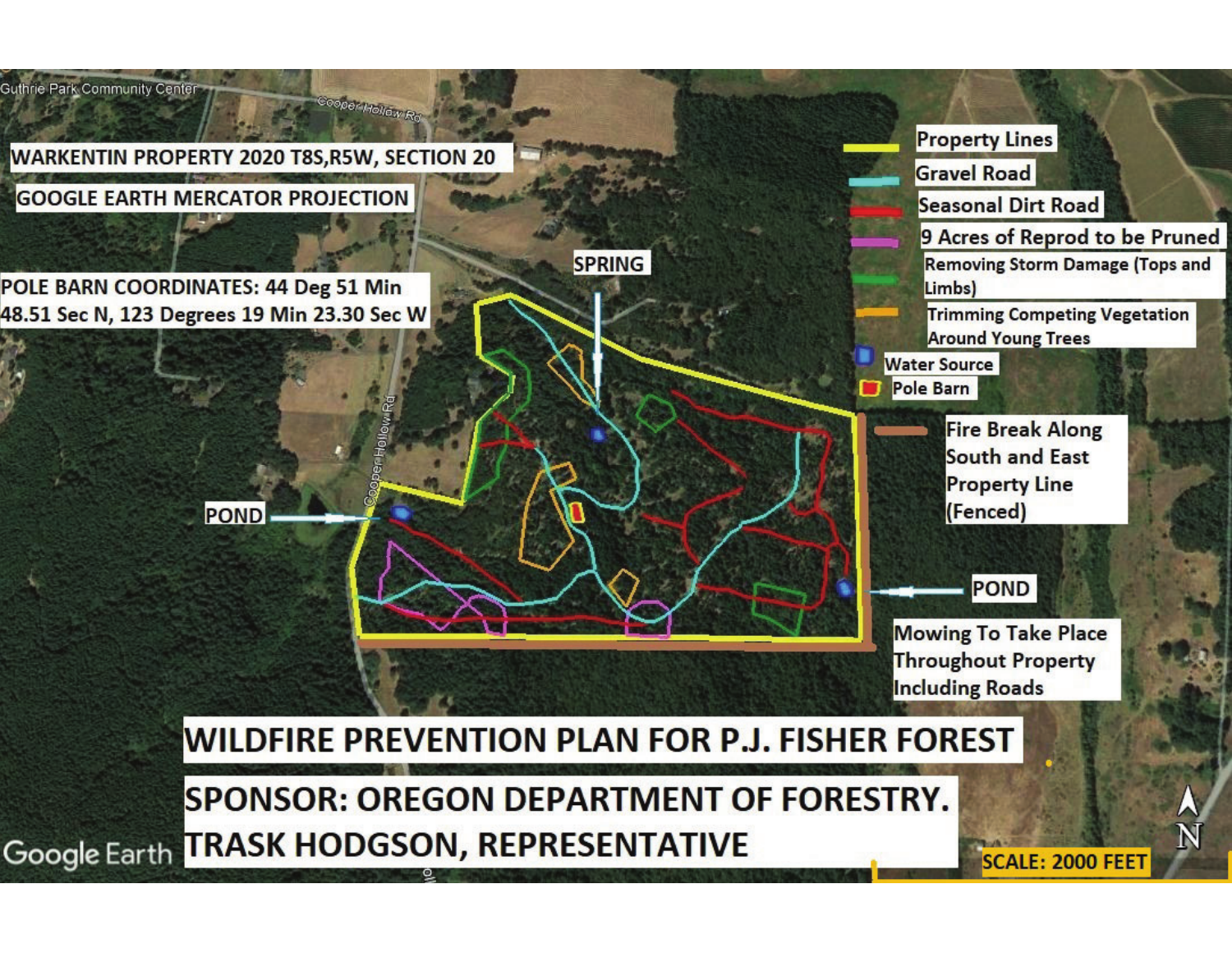Guthrie Park Community Center

Cooper Hollow Rd

WARKENTIN PROPERTY 2020 T8S,R5W, SECTION 20

GOOGLE EARTH MERCATOR PROJECTION

POLE BARN COORDINATES: 44 Deg 51 Min 48.51 Sec N, 123 Degrees 19 Min 23.30 Sec W

SPRING

POND

POND

- Property Lines
- Gravel Road
- Seasonal Dirt Road
- 9 Acres of Reprod to be Pruned
- Removing Storm Damage (Tops and Limbs)
- Trimming Competing Vegetation Around Young Trees
- Water Source
- Pole Barn
- Fire Break Along South and East Property Line (Fenced)

Mowing To Take Place Throughout Property Including Roads

# WILDFIRE PREVENTION PLAN FOR P.J. FISHER FOREST

SPONSOR: OREGON DEPARTMENT OF FORESTRY. TRASK HODGSON, REPRESENTATIVE

SCALE: 2000 FEET

N

Google Earth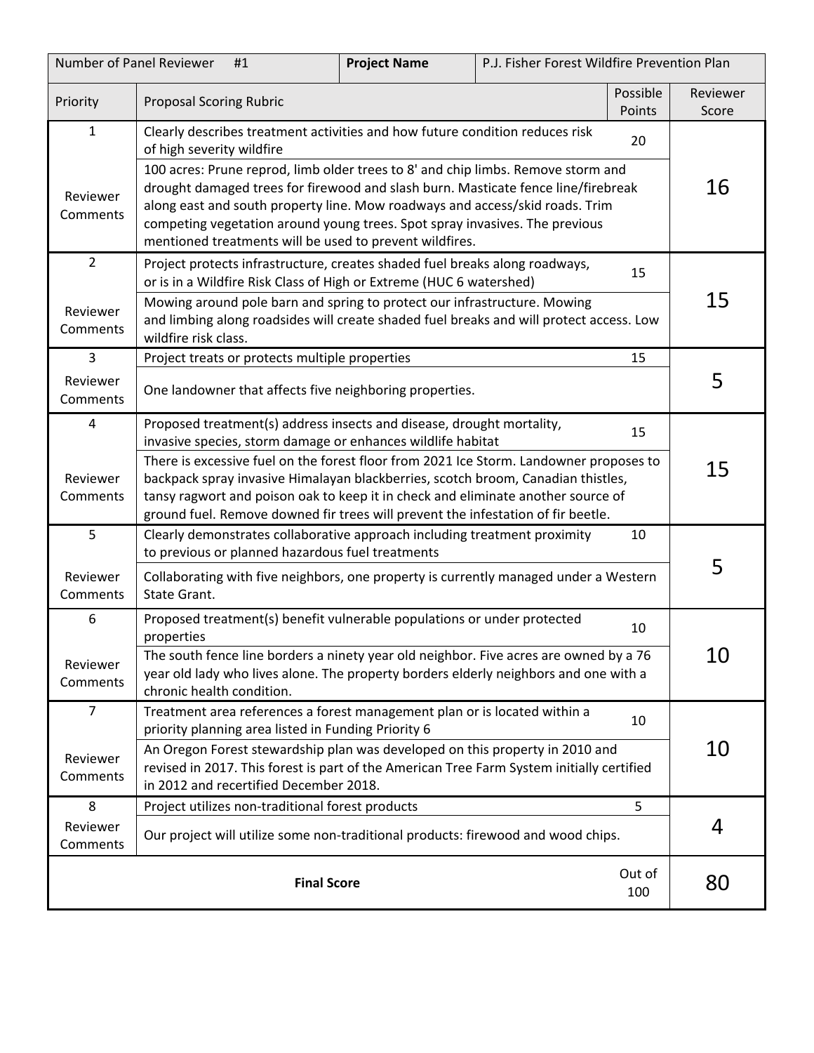| Number of Panel Reviewer #1 | | Project Name | P.J. Fisher Forest Wildfire Prevention Plan |
|---|---|---|---|
| Priority | Proposal Scoring Rubric | Possible Points | Reviewer Score |
| 1 | Clearly describes treatment activities and how future condition reduces risk of high severity wildfire | 20 | 16 |
| Reviewer Comments | 100 acres: Prune reprod, limb older trees to 8' and chip limbs. Remove storm and drought damaged trees for firewood and slash burn. Masticate fence line/firebreak along east and south property line. Mow roadways and access/skid roads. Trim competing vegetation around young trees. Spot spray invasives. The previous mentioned treatments will be used to prevent wildfires. | | |
| 2 | Project protects infrastructure, creates shaded fuel breaks along roadways, or is in a Wildfire Risk Class of High or Extreme (HUC 6 watershed) | 15 | 15 |
| Reviewer Comments | Mowing around pole barn and spring to protect our infrastructure. Mowing and limbing along roadsides will create shaded fuel breaks and will protect access. Low wildfire risk class. | | |
| 3 | Project treats or protects multiple properties | 15 | 5 |
| Reviewer Comments | One landowner that affects five neighboring properties. | | |
| 4 | Proposed treatment(s) address insects and disease, drought mortality, invasive species, storm damage or enhances wildlife habitat | 15 | 15 |
| Reviewer Comments | There is excessive fuel on the forest floor from 2021 Ice Storm. Landowner proposes to backpack spray invasive Himalayan blackberries, scotch broom, Canadian thistles, tansy ragwort and poison oak to keep it in check and eliminate another source of ground fuel. Remove downed fir trees will prevent the infestation of fir beetle. | | |
| 5 | Clearly demonstrates collaborative approach including treatment proximity to previous or planned hazardous fuel treatments | 10 | 5 |
| Reviewer Comments | Collaborating with five neighbors, one property is currently managed under a Western State Grant. | | |
| 6 | Proposed treatment(s) benefit vulnerable populations or under protected properties | 10 | 10 |
| Reviewer Comments | The south fence line borders a ninety year old neighbor. Five acres are owned by a 76 year old lady who lives alone. The property borders elderly neighbors and one with a chronic health condition. | | |
| 7 | Treatment area references a forest management plan or is located within a priority planning area listed in Funding Priority 6 | 10 | 10 |
| Reviewer Comments | An Oregon Forest stewardship plan was developed on this property in 2010 and revised in 2017. This forest is part of the American Tree Farm System initially certified in 2012 and recertified December 2018. | | |
| 8 | Project utilizes non-traditional forest products | 5 | 4 |
| Reviewer Comments | Our project will utilize some non-traditional products: firewood and wood chips. | | |
| | **Final Score** | Out of 100 | 80 |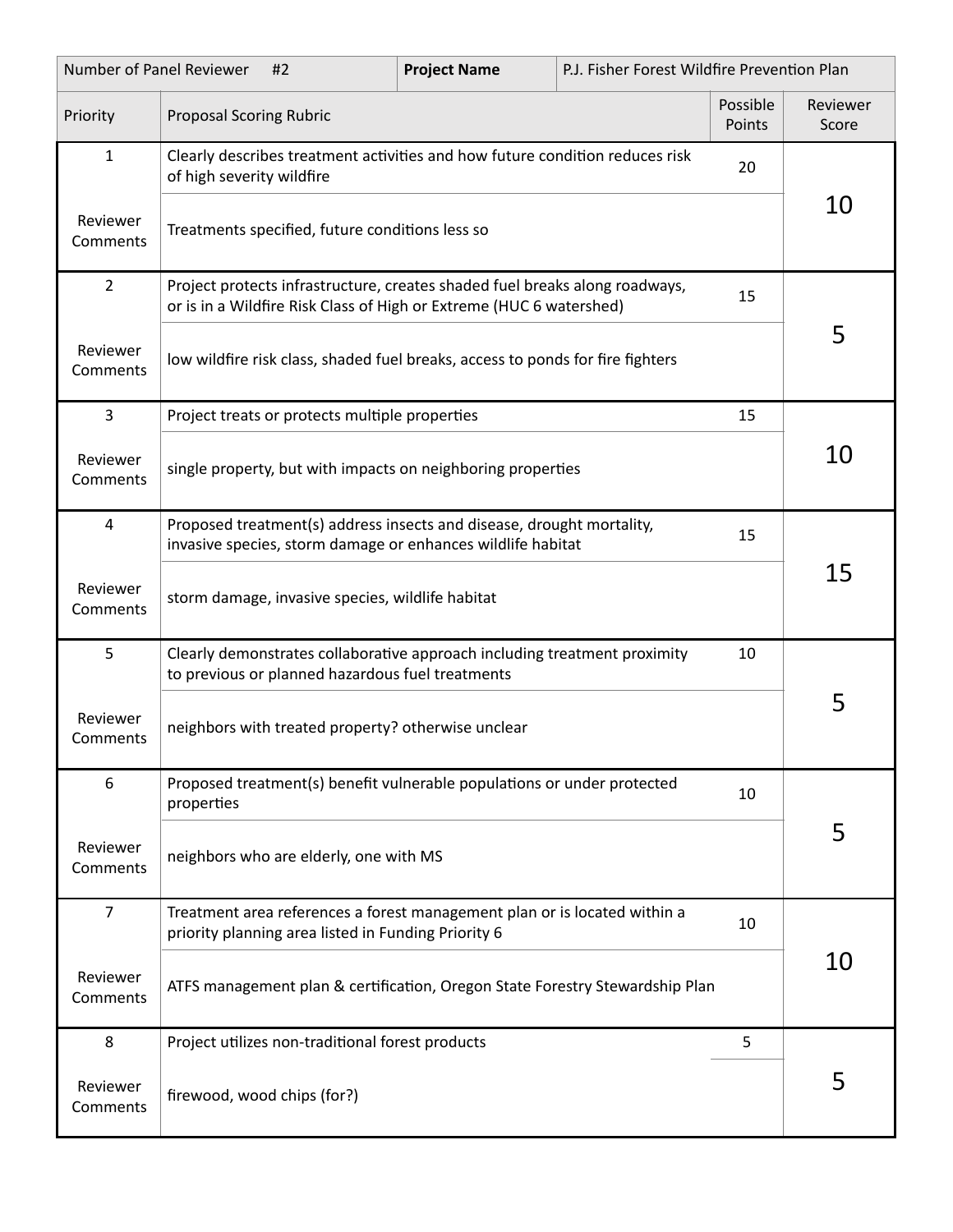| Number of Panel Reviewer #2 | | Project Name | P.J. Fisher Forest Wildfire Prevention Plan |
|---|---|---|---|
| **Priority** | **Proposal Scoring Rubric** | **Possible Points** | **Reviewer Score** |
| 1 | Clearly describes treatment activities and how future condition reduces risk of high severity wildfire | 20 | 10 |
| Reviewer Comments | Treatments specified, future conditions less so | | |
| 2 | Project protects infrastructure, creates shaded fuel breaks along roadways, or is in a Wildfire Risk Class of High or Extreme (HUC 6 watershed) | 15 | 5 |
| Reviewer Comments | low wildfire risk class, shaded fuel breaks, access to ponds for fire fighters | | |
| 3 | Project treats or protects multiple properties | 15 | 10 |
| Reviewer Comments | single property, but with impacts on neighboring properties | | |
| 4 | Proposed treatment(s) address insects and disease, drought mortality, invasive species, storm damage or enhances wildlife habitat | 15 | 15 |
| Reviewer Comments | storm damage, invasive species, wildlife habitat | | |
| 5 | Clearly demonstrates collaborative approach including treatment proximity to previous or planned hazardous fuel treatments | 10 | 5 |
| Reviewer Comments | neighbors with treated property? otherwise unclear | | |
| 6 | Proposed treatment(s) benefit vulnerable populations or under protected properties | 10 | 5 |
| Reviewer Comments | neighbors who are elderly, one with MS | | |
| 7 | Treatment area references a forest management plan or is located within a priority planning area listed in Funding Priority 6 | 10 | 10 |
| Reviewer Comments | ATFS management plan & certification, Oregon State Forestry Stewardship Plan | | |
| 8 | Project utilizes non-traditional forest products | 5 | 5 |
| Reviewer Comments | firewood, wood chips (for?) | | |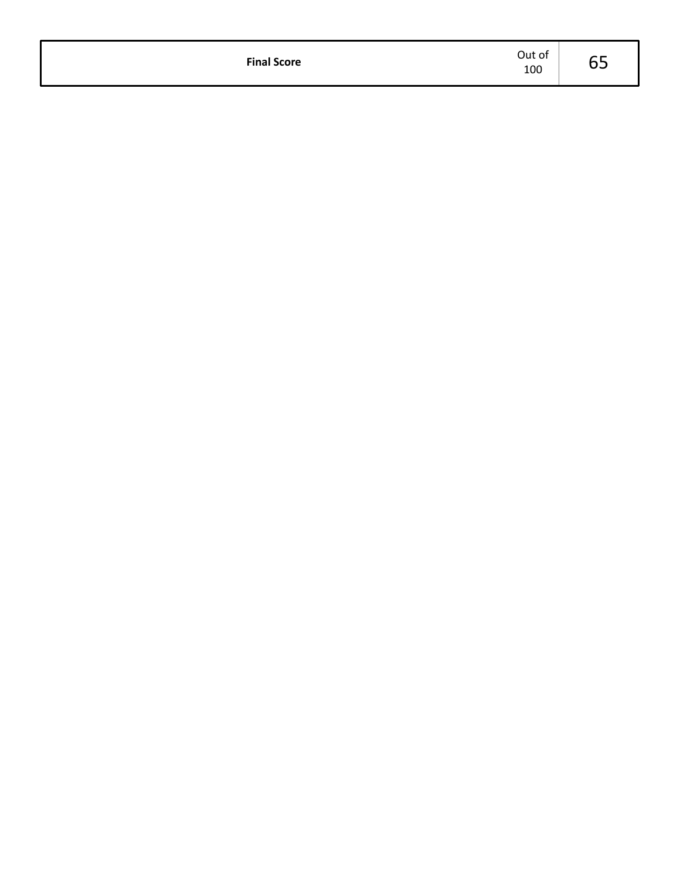| Final Score | Out of 100 | 65 |
|---|---|---|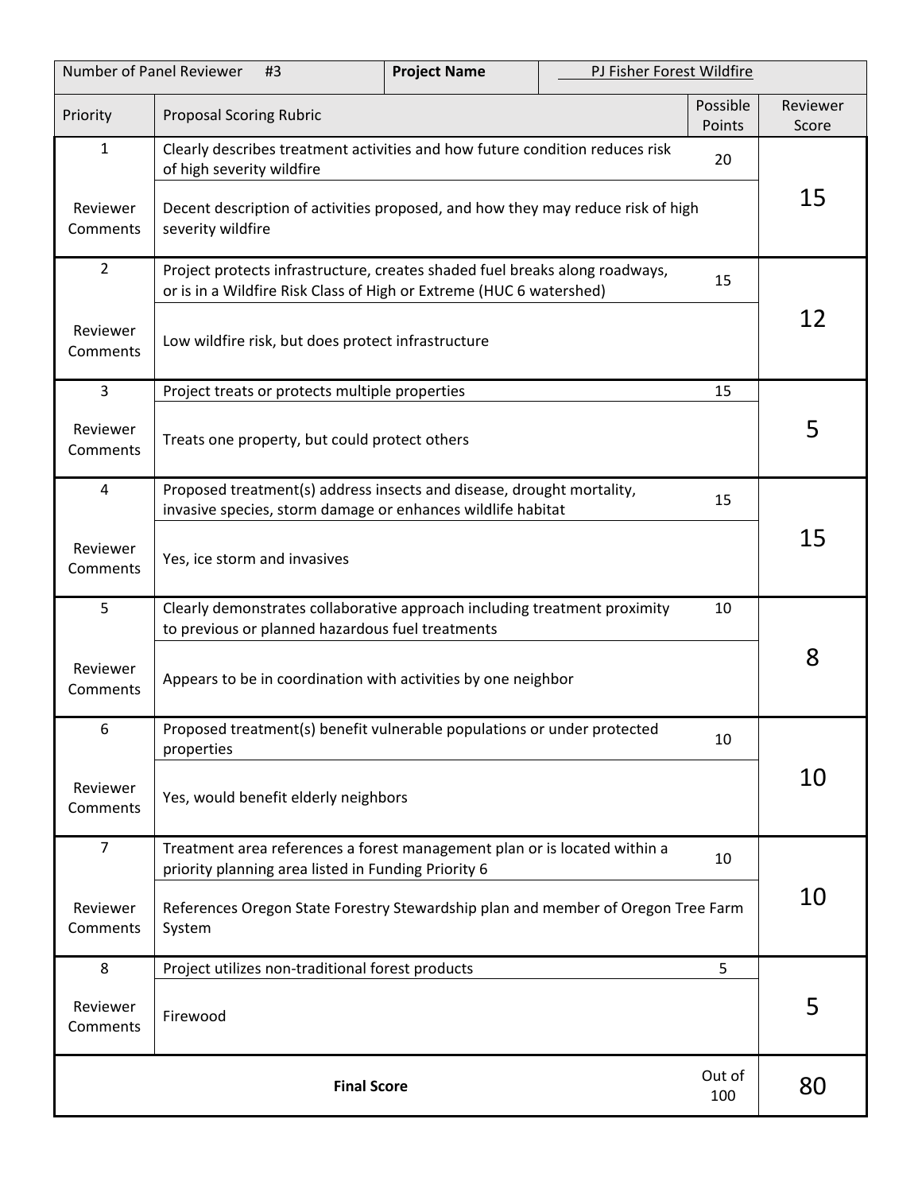| Number of Panel Reviewer #3 | **Project Name** | PJ Fisher Forest Wildfire | |
|---|---|---|---|
| Priority | Proposal Scoring Rubric | Possible Points | Reviewer Score |
| 1 | Clearly describes treatment activities and how future condition reduces risk of high severity wildfire | 20 | 15 |
| Reviewer Comments | Decent description of activities proposed, and how they may reduce risk of high severity wildfire | | |
| 2 | Project protects infrastructure, creates shaded fuel breaks along roadways, or is in a Wildfire Risk Class of High or Extreme (HUC 6 watershed) | 15 | 12 |
| Reviewer Comments | Low wildfire risk, but does protect infrastructure | | |
| 3 | Project treats or protects multiple properties | 15 | 5 |
| Reviewer Comments | Treats one property, but could protect others | | |
| 4 | Proposed treatment(s) address insects and disease, drought mortality, invasive species, storm damage or enhances wildlife habitat | 15 | 15 |
| Reviewer Comments | Yes, ice storm and invasives | | |
| 5 | Clearly demonstrates collaborative approach including treatment proximity to previous or planned hazardous fuel treatments | 10 | 8 |
| Reviewer Comments | Appears to be in coordination with activities by one neighbor | | |
| 6 | Proposed treatment(s) benefit vulnerable populations or under protected properties | 10 | 10 |
| Reviewer Comments | Yes, would benefit elderly neighbors | | |
| 7 | Treatment area references a forest management plan or is located within a priority planning area listed in Funding Priority 6 | 10 | 10 |
| Reviewer Comments | References Oregon State Forestry Stewardship plan and member of Oregon Tree Farm System | | |
| 8 | Project utilizes non-traditional forest products | 5 | 5 |
| Reviewer Comments | Firewood | | |
| | **Final Score** | Out of 100 | 80 |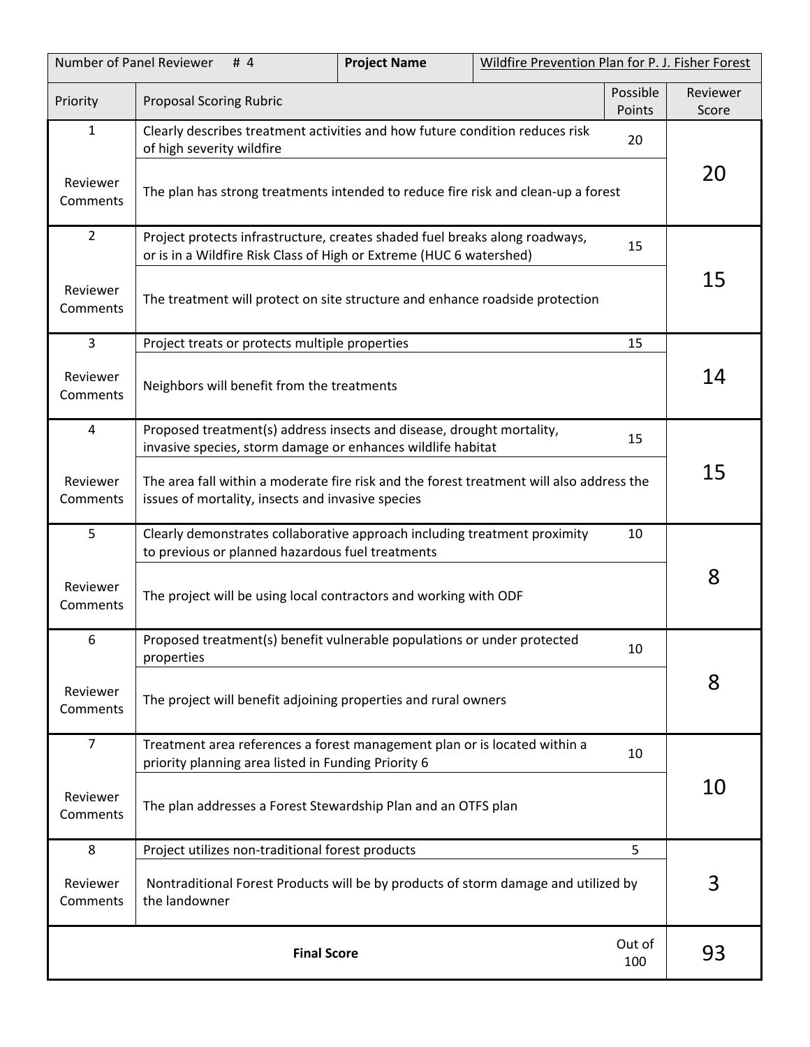| Number of Panel Reviewer # 4 | **Project Name** | Wildfire Prevention Plan for P. J. Fisher Forest | |
|---|---|---|---|
| Priority | Proposal Scoring Rubric | Possible Points | Reviewer Score |
| 1 | Clearly describes treatment activities and how future condition reduces risk of high severity wildfire | 20 | 20 |
| Reviewer Comments | The plan has strong treatments intended to reduce fire risk and clean-up a forest | | |
| 2 | Project protects infrastructure, creates shaded fuel breaks along roadways, or is in a Wildfire Risk Class of High or Extreme (HUC 6 watershed) | 15 | 15 |
| Reviewer Comments | The treatment will protect on site structure and enhance roadside protection | | |
| 3 | Project treats or protects multiple properties | 15 | 14 |
| Reviewer Comments | Neighbors will benefit from the treatments | | |
| 4 | Proposed treatment(s) address insects and disease, drought mortality, invasive species, storm damage or enhances wildlife habitat | 15 | 15 |
| Reviewer Comments | The area fall within a moderate fire risk and the forest treatment will also address the issues of mortality, insects and invasive species | | |
| 5 | Clearly demonstrates collaborative approach including treatment proximity to previous or planned hazardous fuel treatments | 10 | 8 |
| Reviewer Comments | The project will be using local contractors and working with ODF | | |
| 6 | Proposed treatment(s) benefit vulnerable populations or under protected properties | 10 | 8 |
| Reviewer Comments | The project will benefit adjoining properties and rural owners | | |
| 7 | Treatment area references a forest management plan or is located within a priority planning area listed in Funding Priority 6 | 10 | 10 |
| Reviewer Comments | The plan addresses a Forest Stewardship Plan and an OTFS plan | | |
| 8 | Project utilizes non-traditional forest products | 5 | 3 |
| Reviewer Comments | Nontraditional Forest Products will be by products of storm damage and utilized by the landowner | | |
| | **Final Score** | Out of 100 | 93 |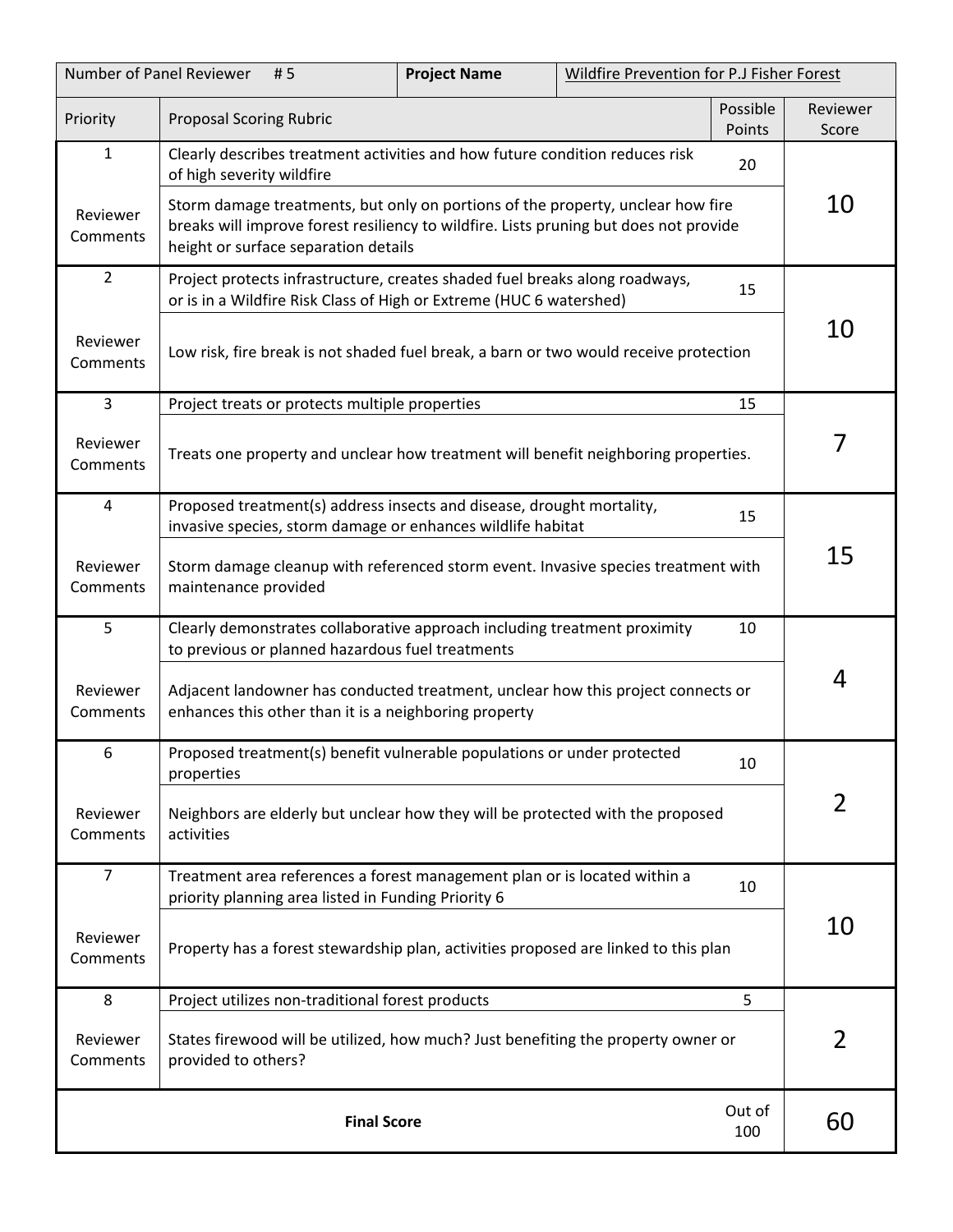| Number of Panel Reviewer #5 | | **Project Name** | Wildfire Prevention for P.J Fisher Forest |
|---|---|---|---|
| Priority | Proposal Scoring Rubric | Possible Points | Reviewer Score |
| 1 | Clearly describes treatment activities and how future condition reduces risk of high severity wildfire | 20 | 10 |
| Reviewer Comments | Storm damage treatments, but only on portions of the property, unclear how fire breaks will improve forest resiliency to wildfire. Lists pruning but does not provide height or surface separation details | | |
| 2 | Project protects infrastructure, creates shaded fuel breaks along roadways, or is in a Wildfire Risk Class of High or Extreme (HUC 6 watershed) | 15 | 10 |
| Reviewer Comments | Low risk, fire break is not shaded fuel break, a barn or two would receive protection | | |
| 3 | Project treats or protects multiple properties | 15 | 7 |
| Reviewer Comments | Treats one property and unclear how treatment will benefit neighboring properties. | | |
| 4 | Proposed treatment(s) address insects and disease, drought mortality, invasive species, storm damage or enhances wildlife habitat | 15 | 15 |
| Reviewer Comments | Storm damage cleanup with referenced storm event. Invasive species treatment with maintenance provided | | |
| 5 | Clearly demonstrates collaborative approach including treatment proximity to previous or planned hazardous fuel treatments | 10 | 4 |
| Reviewer Comments | Adjacent landowner has conducted treatment, unclear how this project connects or enhances this other than it is a neighboring property | | |
| 6 | Proposed treatment(s) benefit vulnerable populations or under protected properties | 10 | 2 |
| Reviewer Comments | Neighbors are elderly but unclear how they will be protected with the proposed activities | | |
| 7 | Treatment area references a forest management plan or is located within a priority planning area listed in Funding Priority 6 | 10 | 10 |
| Reviewer Comments | Property has a forest stewardship plan, activities proposed are linked to this plan | | |
| 8 | Project utilizes non-traditional forest products | 5 | 2 |
| Reviewer Comments | States firewood will be utilized, how much? Just benefiting the property owner or provided to others? | | |
| | **Final Score** | Out of 100 | 60 |